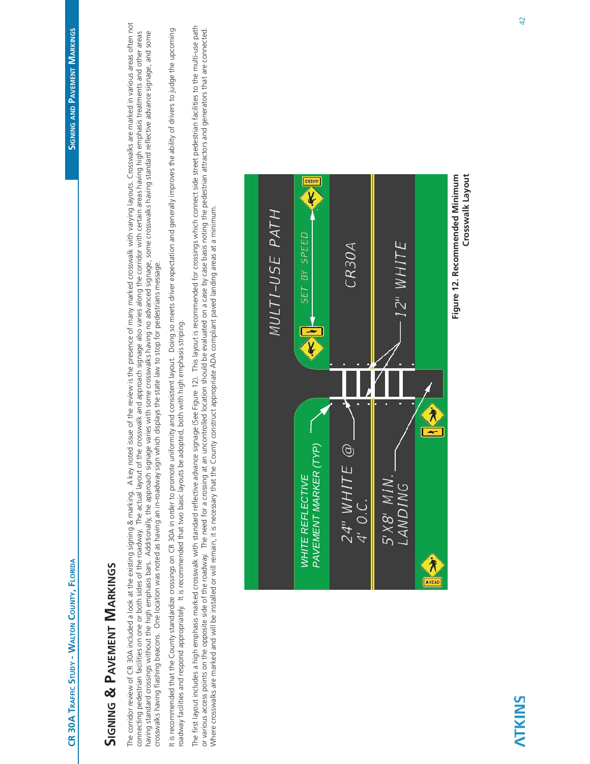# Signing & Pavement Markings

The corridor review of CR 30A included a look at the existing signing & marking. A key noted issue of the review is the presence of many marked crosswalk with varying layouts. Crosswalks are marked in various areas often not connecting pedestrian facilities on one or both sides of the roadway. The actual layout of the crosswalk and approach signage also varies along the corridor with certain areas having high emphasis treatments and other areas having standard crossings without the high emphasis bars. Additionally, the approach signage varies with some crosswalks having no advanced signage, some crosswalks having standard reflective advance signage, and some crosswalks having flashing beacons. One location was noted as having an in-roadway sign which displays the state law to stop for pedestrians message.

It is recommended that the County standardize crossings on CR 30A in order to promote uniformity and consistent layout. Doing so meets driver expectation and generally improves the ability of drivers to judge the upcoming roadway facilities and respond appropriately. It is recommended that two basic layouts be adopted, both with high emphasis striping.

The first layout includes a high emphasis marked crosswalk with standard reflective advance signage (See Figure 12). This layout is recommended for crossings which connect side street pedestrian facilities to the multi-use path or various access points on the opposite side of the roadway. The need for a crossing at an uncontrolled location should be evaluated on a case by case basis noting the pedestrian attractors and generators that are connected. Where crosswalks are marked and will be installed or will remain, it is necessary that the County construct appropriate ADA compliant paved landing areas at a minimum.

**Figure 12. Recommended Minimum Crosswalk Layout**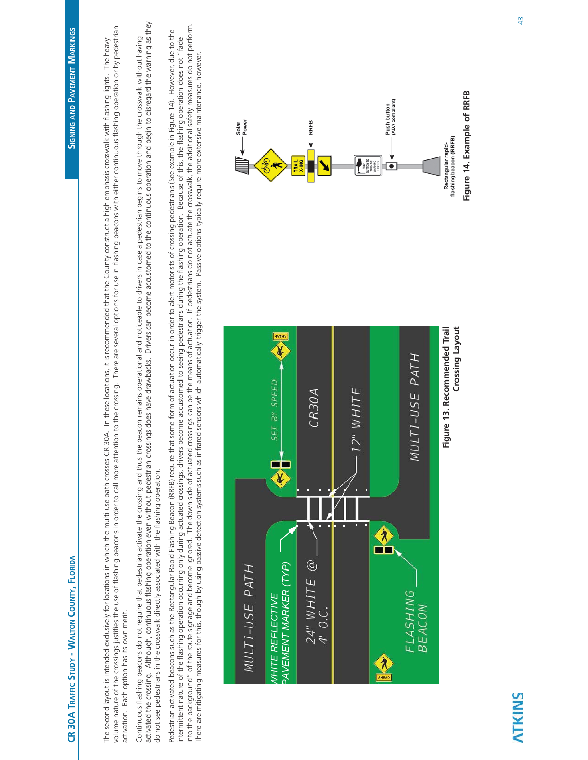The second layout is intended exclusively for locations in which the multi-use path crosses CR 30A. In these locations, it is recommended that the County construct a high emphasis crosswalk with flashing lights. The heavy volume nature of the crossings justifies the use of flashing beacons in order to call more attention to the crossing. There are several options for use in flashing beacons with either continuous flashing operation or by pedestrian activation. Each option has its own merit.

Continuous flashing beacons do not require that pedestrian activate the crossing and thus the beacon remains operational and noticeable to drivers in case a pedestrian begins to move through the crosswalk without having activated the crossing. Although, continuous flashing operation even without pedestrian crossings does have drawbacks. Drivers can become accustomed to the continuous operation and begin to disregard the warning as they do not see pedestrians in the crosswalk directly associated with the flashing operation.

Pedestrian activated beacons such as the Rectangular Rapid Flashing Beacon (RRFB) require that some form of actuation occur in order to alert motorists of crossing pedestrians (See example in Figure 14). However, due to the intermittent nature of the flashing operation occurring only during actuated crossings, drivers become accustomed to seeing pedestrians during the flashing operation. Because of this, the flashing operation does not "fade into the background" of the route signage and become ignored. The down side of actuated crossings can be the means of actuation. If pedestrians do not actuate the crossing, the additional safety measures do not perform. There are mitigating measures for this, though by using passive detection systems such as infrared sensors which automatically trigger the system. Passive options typically require more extensive maintenance, however.

MULTI-USE PATH
WHITE REFLECTIVE PAVEMENT MARKER (TYP)
24" WHITE @ 4' O.C.
FLASHING BEACON
AHEAD
SET BY SPEED
CR30A
12" WHITE
MULTI-USE PATH

**Figure 13. Recommended Trail Crossing Layout**

Solar Power
TRAIL X-ING
RRFB
Push button (ADA compliant)
Rectangular rapid-flashing beacon (RRFB)

**Figure 14. Example of RRFB**